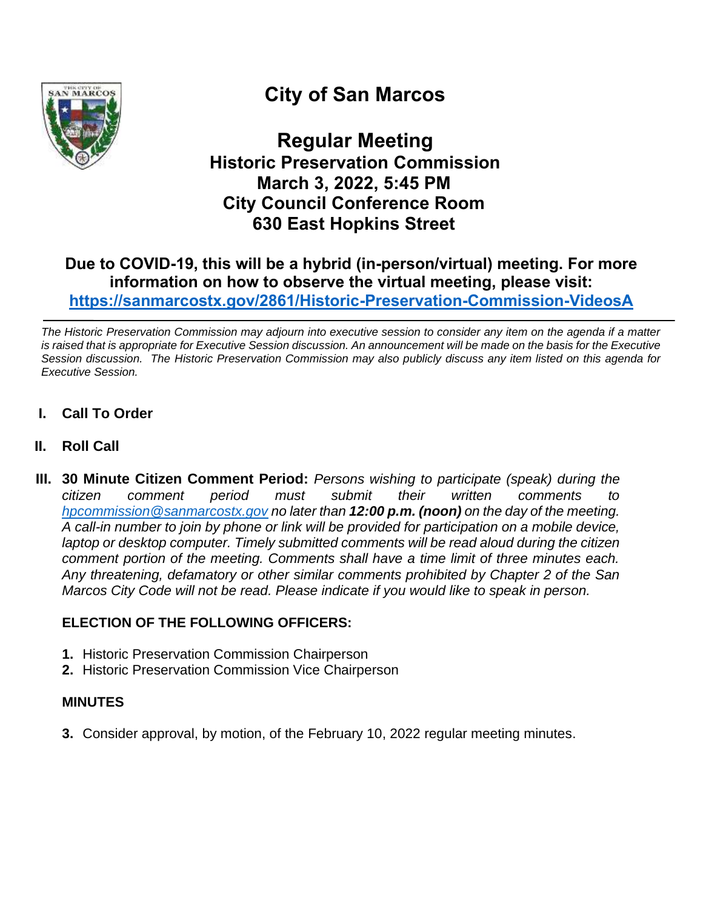# City of San Marcos

## Regular Meeting
## Historic Preservation Commission
## March 3, 2022, 5:45 PM
## City Council Conference Room
## 630 East Hopkins Street

**Due to COVID-19, this will be a hybrid (in-person/virtual) meeting. For more information on how to observe the virtual meeting, please visit: https://sanmarcostx.gov/2861/Historic-Preservation-Commission-VideosA**

---

*The Historic Preservation Commission may adjourn into executive session to consider any item on the agenda if a matter is raised that is appropriate for Executive Session discussion. An announcement will be made on the basis for the Executive Session discussion. The Historic Preservation Commission may also publicly discuss any item listed on this agenda for Executive Session.*

**I. Call To Order**

**II. Roll Call**

**III. 30 Minute Citizen Comment Period:** *Persons wishing to participate (speak) during the citizen comment period must submit their written comments to hpcommission@sanmarcostx.gov no later than **12:00 p.m. (noon)** on the day of the meeting. A call-in number to join by phone or link will be provided for participation on a mobile device, laptop or desktop computer. Timely submitted comments will be read aloud during the citizen comment portion of the meeting. Comments shall have a time limit of three minutes each. Any threatening, defamatory or other similar comments prohibited by Chapter 2 of the San Marcos City Code will not be read. Please indicate if you would like to speak in person.*

**ELECTION OF THE FOLLOWING OFFICERS:**

1. Historic Preservation Commission Chairperson
2. Historic Preservation Commission Vice Chairperson

**MINUTES**

3. Consider approval, by motion, of the February 10, 2022 regular meeting minutes.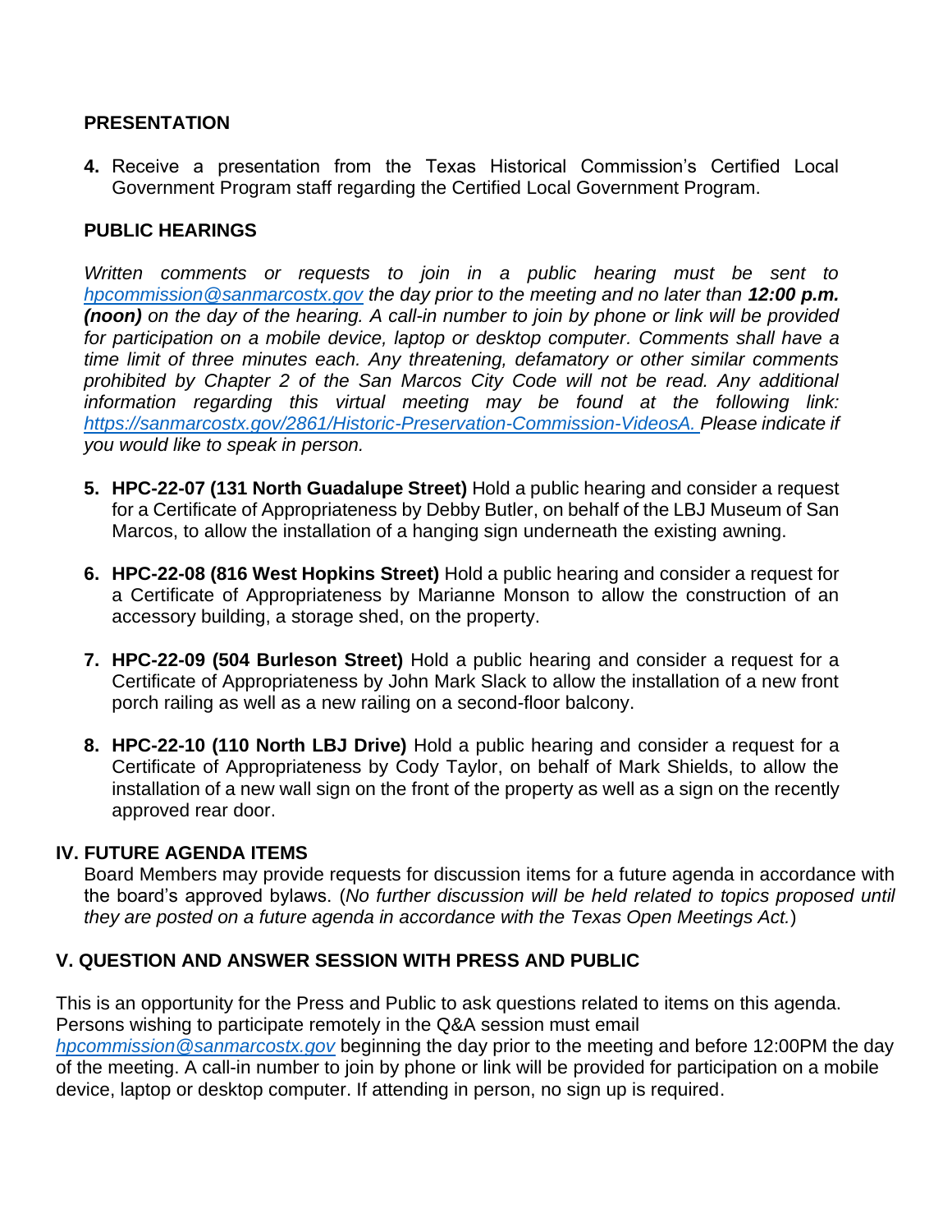### PRESENTATION

4. Receive a presentation from the Texas Historical Commission's Certified Local Government Program staff regarding the Certified Local Government Program.

### PUBLIC HEARINGS

*Written comments or requests to join in a public hearing must be sent to hpcommission@sanmarcostx.gov the day prior to the meeting and no later than **12:00 p.m. (noon)** on the day of the hearing. A call-in number to join by phone or link will be provided for participation on a mobile device, laptop or desktop computer. Comments shall have a time limit of three minutes each. Any threatening, defamatory or other similar comments prohibited by Chapter 2 of the San Marcos City Code will not be read. Any additional information regarding this virtual meeting may be found at the following link: https://sanmarcostx.gov/2861/Historic-Preservation-Commission-VideosA. Please indicate if you would like to speak in person.*

5. **HPC-22-07 (131 North Guadalupe Street)** Hold a public hearing and consider a request for a Certificate of Appropriateness by Debby Butler, on behalf of the LBJ Museum of San Marcos, to allow the installation of a hanging sign underneath the existing awning.

6. **HPC-22-08 (816 West Hopkins Street)** Hold a public hearing and consider a request for a Certificate of Appropriateness by Marianne Monson to allow the construction of an accessory building, a storage shed, on the property.

7. **HPC-22-09 (504 Burleson Street)** Hold a public hearing and consider a request for a Certificate of Appropriateness by John Mark Slack to allow the installation of a new front porch railing as well as a new railing on a second-floor balcony.

8. **HPC-22-10 (110 North LBJ Drive)** Hold a public hearing and consider a request for a Certificate of Appropriateness by Cody Taylor, on behalf of Mark Shields, to allow the installation of a new wall sign on the front of the property as well as a sign on the recently approved rear door.

## IV. FUTURE AGENDA ITEMS

Board Members may provide requests for discussion items for a future agenda in accordance with the board's approved bylaws. (*No further discussion will be held related to topics proposed until they are posted on a future agenda in accordance with the Texas Open Meetings Act.*)

## V. QUESTION AND ANSWER SESSION WITH PRESS AND PUBLIC

This is an opportunity for the Press and Public to ask questions related to items on this agenda. Persons wishing to participate remotely in the Q&A session must email *hpcommission@sanmarcostx.gov* beginning the day prior to the meeting and before 12:00PM the day of the meeting. A call-in number to join by phone or link will be provided for participation on a mobile device, laptop or desktop computer. If attending in person, no sign up is required.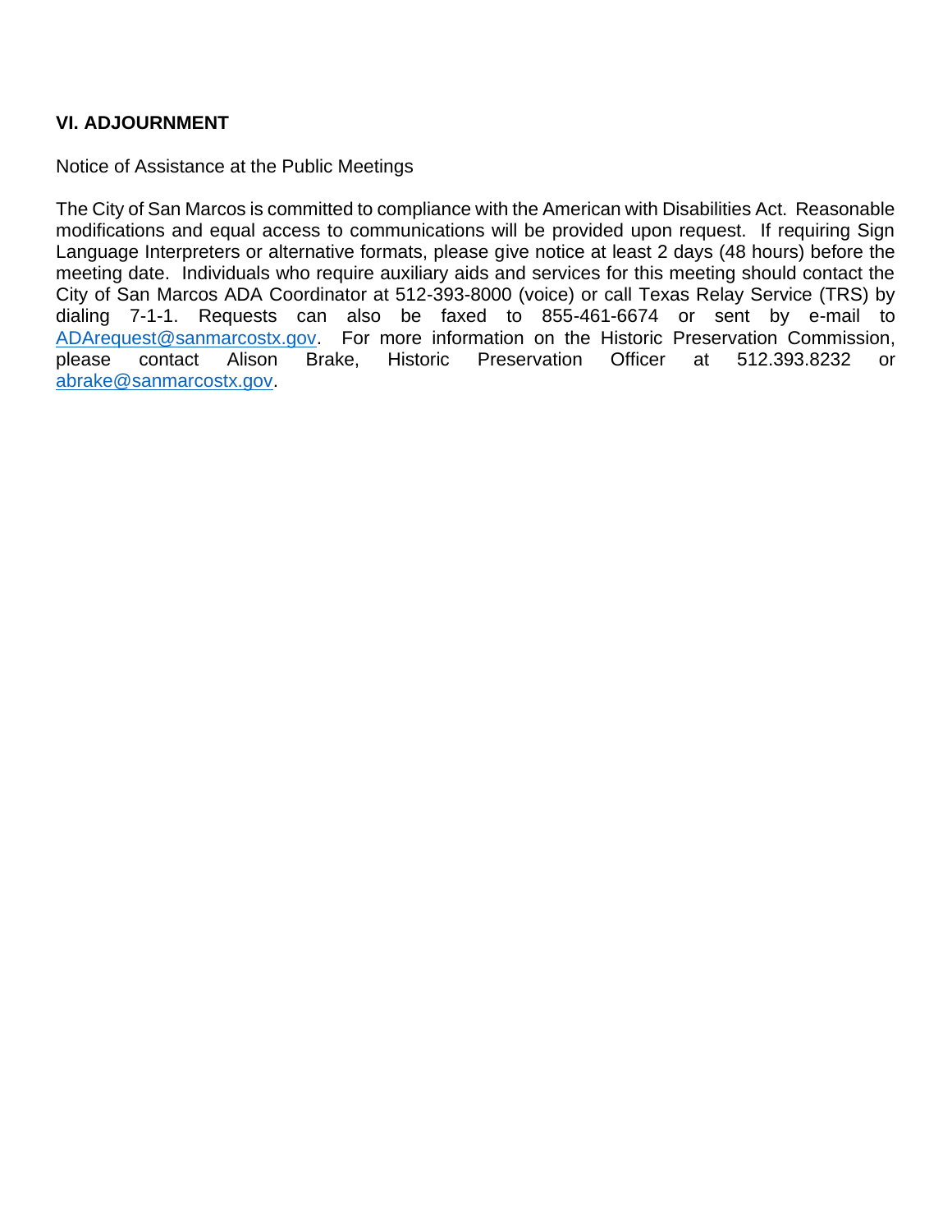**VI. ADJOURNMENT**

Notice of Assistance at the Public Meetings

The City of San Marcos is committed to compliance with the American with Disabilities Act. Reasonable modifications and equal access to communications will be provided upon request. If requiring Sign Language Interpreters or alternative formats, please give notice at least 2 days (48 hours) before the meeting date. Individuals who require auxiliary aids and services for this meeting should contact the City of San Marcos ADA Coordinator at 512-393-8000 (voice) or call Texas Relay Service (TRS) by dialing 7-1-1. Requests can also be faxed to 855-461-6674 or sent by e-mail to ADArequest@sanmarcostx.gov. For more information on the Historic Preservation Commission, please contact Alison Brake, Historic Preservation Officer at 512.393.8232 or abrake@sanmarcostx.gov.